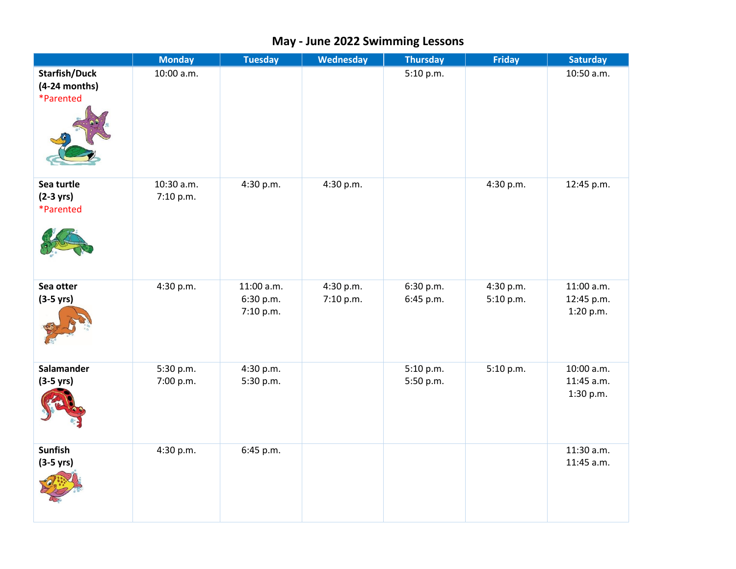# May - June 2022 Swimming Lessons

| | Monday | Tuesday | Wednesday | Thursday | Friday | Saturday |
|---|---|---|---|---|---|---|
| **Starfish/Duck (4-24 months)** *Parented | 10:00 a.m. | | | 5:10 p.m. | | 10:50 a.m. |
| **Sea turtle (2-3 yrs)** *Parented | 10:30 a.m.<br>7:10 p.m. | 4:30 p.m. | 4:30 p.m. | | 4:30 p.m. | 12:45 p.m. |
| **Sea otter (3-5 yrs)** | 4:30 p.m. | 11:00 a.m.<br>6:30 p.m.<br>7:10 p.m. | 4:30 p.m.<br>7:10 p.m. | 6:30 p.m.<br>6:45 p.m. | 4:30 p.m.<br>5:10 p.m. | 11:00 a.m.<br>12:45 p.m.<br>1:20 p.m. |
| **Salamander (3-5 yrs)** | 5:30 p.m.<br>7:00 p.m. | 4:30 p.m.<br>5:30 p.m. | | 5:10 p.m.<br>5:50 p.m. | 5:10 p.m. | 10:00 a.m.<br>11:45 a.m.<br>1:30 p.m. |
| **Sunfish (3-5 yrs)** | 4:30 p.m. | 6:45 p.m. | | | | 11:30 a.m.<br>11:45 a.m. |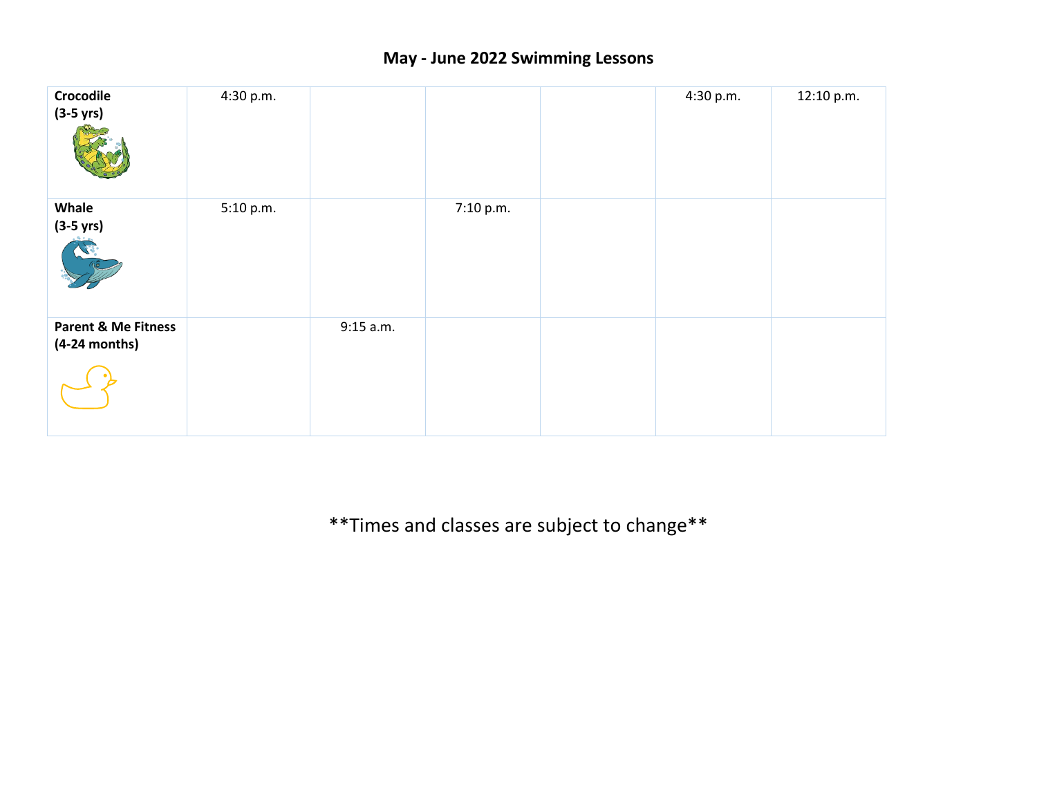# May - June 2022 Swimming Lessons

| | | | | | | |
|---|---|---|---|---|---|---|
| **Crocodile (3-5 yrs)** | 4:30 p.m. | | | | 4:30 p.m. | 12:10 p.m. |
| **Whale (3-5 yrs)** | 5:10 p.m. | | 7:10 p.m. | | | |
| **Parent & Me Fitness (4-24 months)** | | 9:15 a.m. | | | | |

**Times and classes are subject to change**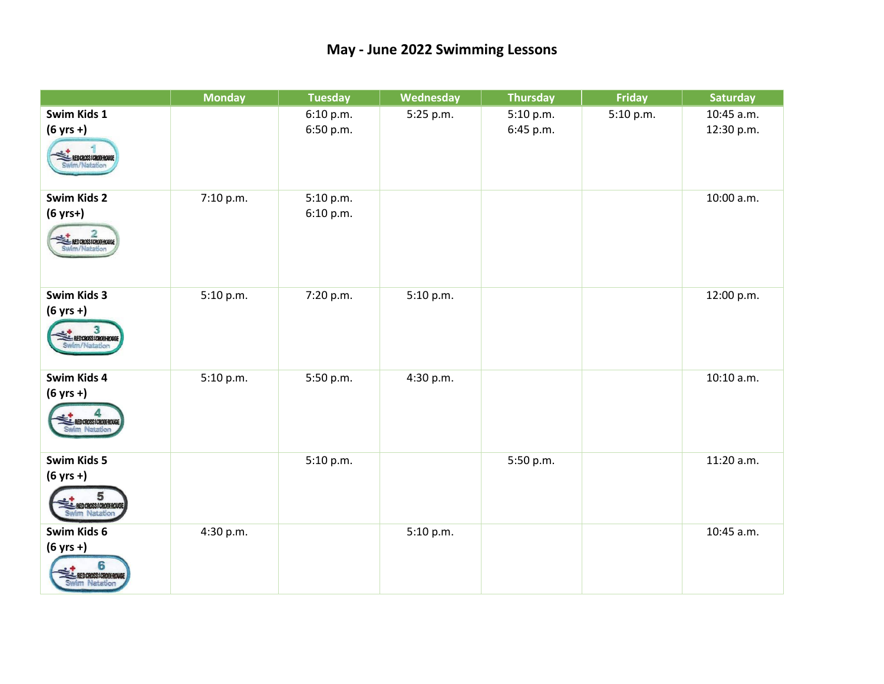# May - June 2022 Swimming Lessons

| | Monday | Tuesday | Wednesday | Thursday | Friday | Saturday |
|---|---|---|---|---|---|---|
| **Swim Kids 1 (6 yrs +)** | | 6:10 p.m.<br>6:50 p.m. | 5:25 p.m. | 5:10 p.m.<br>6:45 p.m. | 5:10 p.m. | 10:45 a.m.<br>12:30 p.m. |
| **Swim Kids 2 (6 yrs+)** | 7:10 p.m. | 5:10 p.m.<br>6:10 p.m. | | | | 10:00 a.m. |
| **Swim Kids 3 (6 yrs +)** | 5:10 p.m. | 7:20 p.m. | 5:10 p.m. | | | 12:00 p.m. |
| **Swim Kids 4 (6 yrs +)** | 5:10 p.m. | 5:50 p.m. | 4:30 p.m. | | | 10:10 a.m. |
| **Swim Kids 5 (6 yrs +)** | | 5:10 p.m. | | 5:50 p.m. | | 11:20 a.m. |
| **Swim Kids 6 (6 yrs +)** | 4:30 p.m. | | 5:10 p.m. | | | 10:45 a.m. |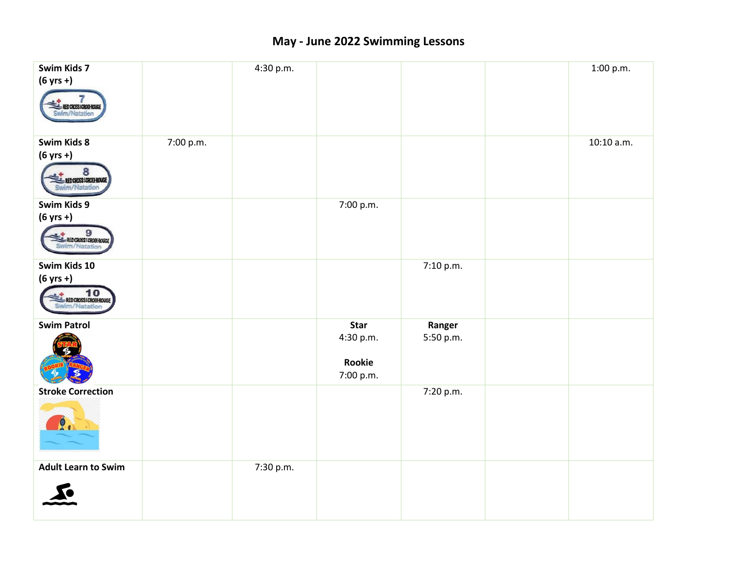# May - June 2022 Swimming Lessons

| | | | | | | |
|---|---|---|---|---|---|---|
| **Swim Kids 7** **(6 yrs +)** | | 4:30 p.m. | | | | 1:00 p.m. |
| **Swim Kids 8** **(6 yrs +)** | 7:00 p.m. | | | | | 10:10 a.m. |
| **Swim Kids 9** **(6 yrs +)** | | | 7:00 p.m. | | | |
| **Swim Kids 10** **(6 yrs +)** | | | | 7:10 p.m. | | |
| **Swim Patrol** | | | **Star** 4:30 p.m. **Rookie** 7:00 p.m. | **Ranger** 5:50 p.m. | | |
| **Stroke Correction** | | | | 7:20 p.m. | | |
| **Adult Learn to Swim** | | 7:30 p.m. | | | | |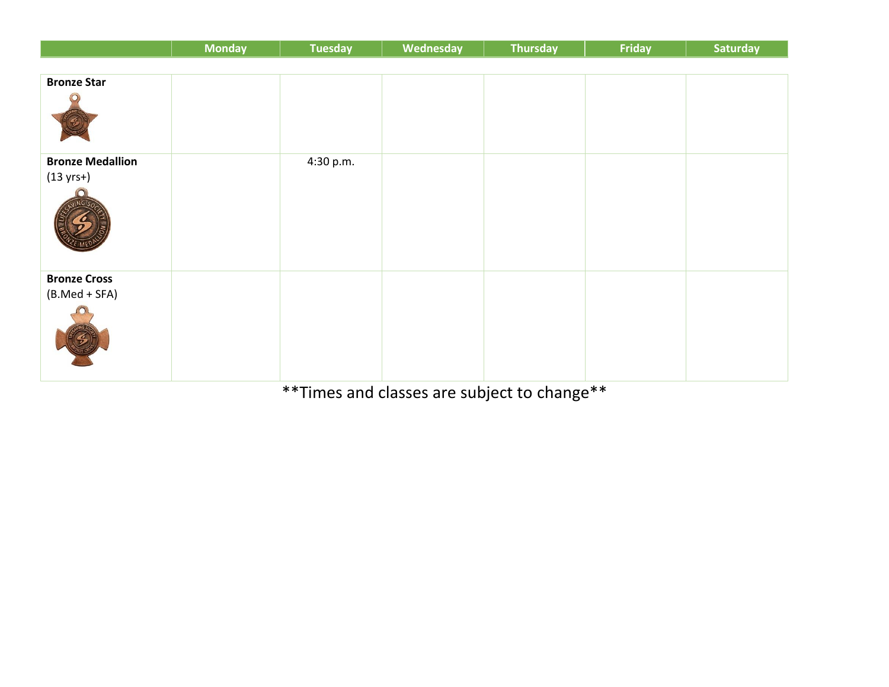| | Monday | Tuesday | Wednesday | Thursday | Friday | Saturday |
|---|---|---|---|---|---|---|
| **Bronze Star** | | | | | | |
| **Bronze Medallion** (13 yrs+) | | 4:30 p.m. | | | | |
| **Bronze Cross** (B.Med + SFA) | | | | | | |

**Times and classes are subject to change**